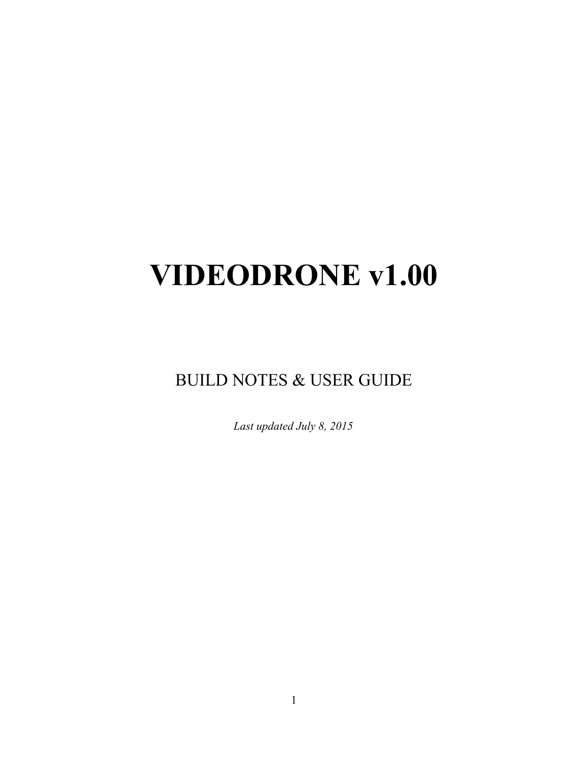# VIDEODRONE v1.00

BUILD NOTES & USER GUIDE

*Last updated July 8, 2015*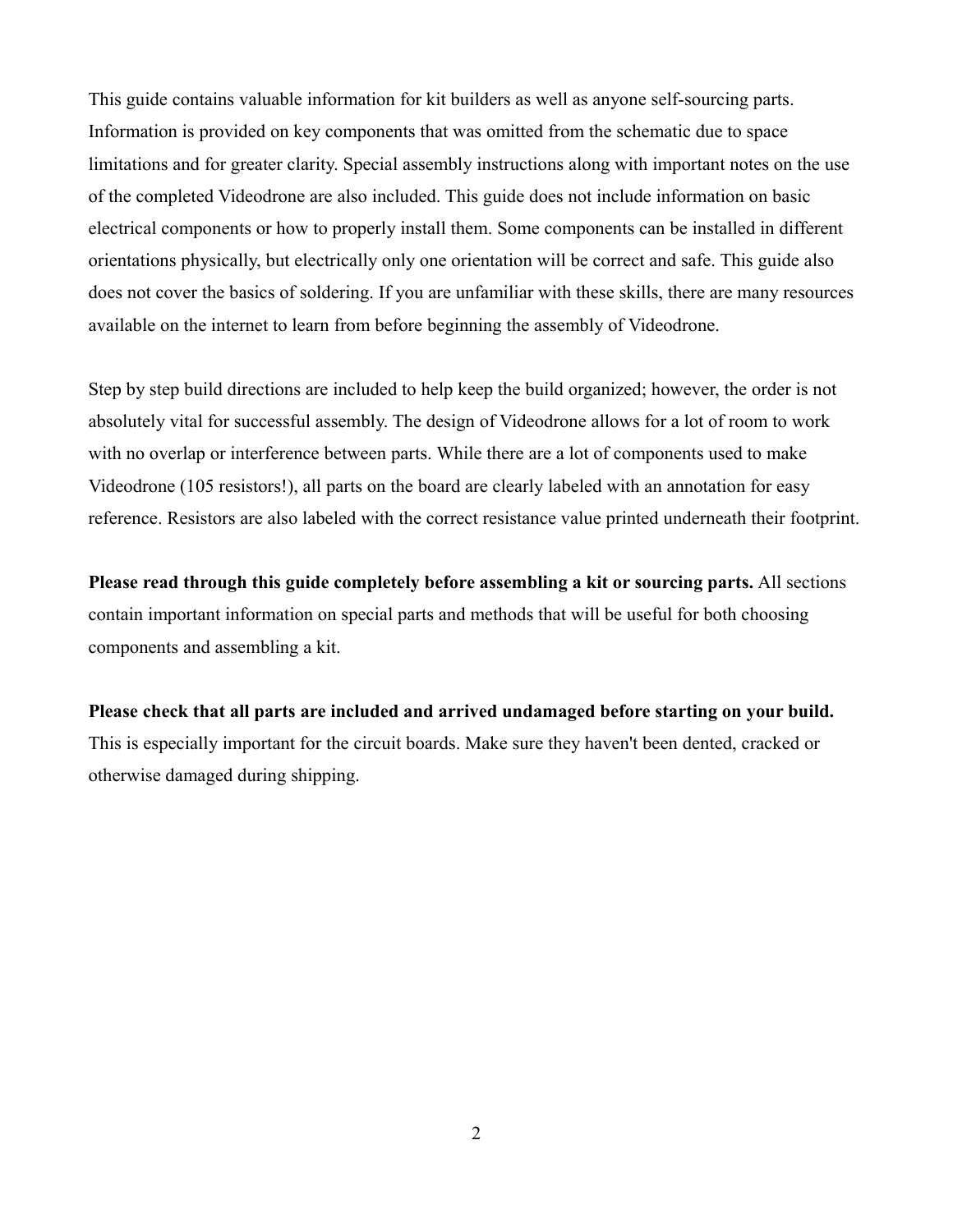This guide contains valuable information for kit builders as well as anyone self-sourcing parts. Information is provided on key components that was omitted from the schematic due to space limitations and for greater clarity. Special assembly instructions along with important notes on the use of the completed Videodrone are also included. This guide does not include information on basic electrical components or how to properly install them. Some components can be installed in different orientations physically, but electrically only one orientation will be correct and safe. This guide also does not cover the basics of soldering. If you are unfamiliar with these skills, there are many resources available on the internet to learn from before beginning the assembly of Videodrone.

Step by step build directions are included to help keep the build organized; however, the order is not absolutely vital for successful assembly. The design of Videodrone allows for a lot of room to work with no overlap or interference between parts. While there are a lot of components used to make Videodrone (105 resistors!), all parts on the board are clearly labeled with an annotation for easy reference. Resistors are also labeled with the correct resistance value printed underneath their footprint.

**Please read through this guide completely before assembling a kit or sourcing parts.** All sections contain important information on special parts and methods that will be useful for both choosing components and assembling a kit.

**Please check that all parts are included and arrived undamaged before starting on your build.** This is especially important for the circuit boards. Make sure they haven't been dented, cracked or otherwise damaged during shipping.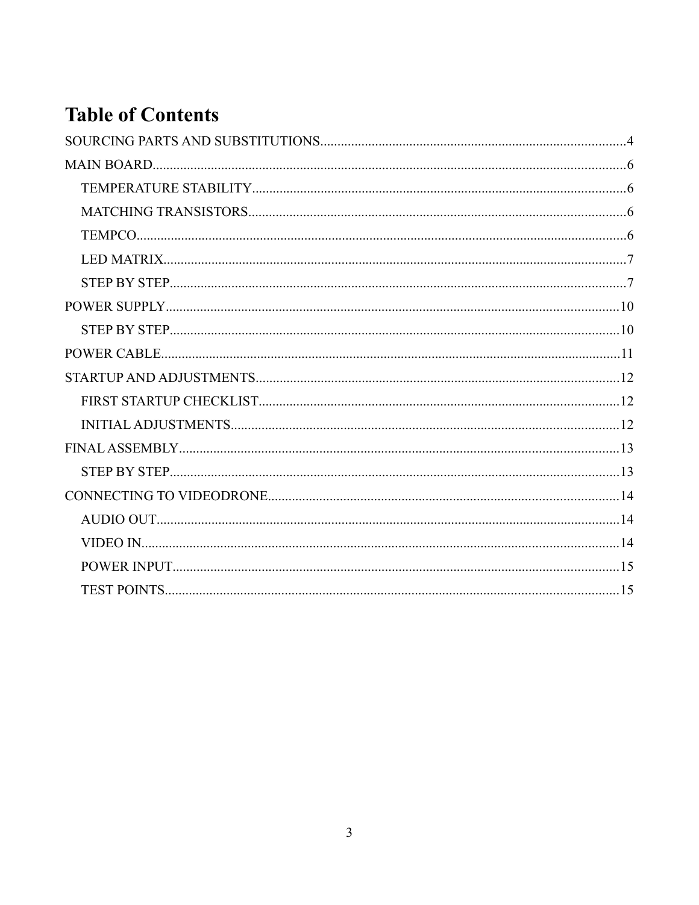# Table of Contents

SOURCING PARTS AND SUBSTITUTIONS....4

MAIN BOARD....6

- TEMPERATURE STABILITY....6
- MATCHING TRANSISTORS....6
- TEMPCO....6
- LED MATRIX....7
- STEP BY STEP....7

POWER SUPPLY....10

- STEP BY STEP....10

POWER CABLE....11

STARTUP AND ADJUSTMENTS....12

- FIRST STARTUP CHECKLIST....12
- INITIAL ADJUSTMENTS....12

FINAL ASSEMBLY....13

- STEP BY STEP....13

CONNECTING TO VIDEODRONE....14

- AUDIO OUT....14
- VIDEO IN....14
- POWER INPUT....15
- TEST POINTS....15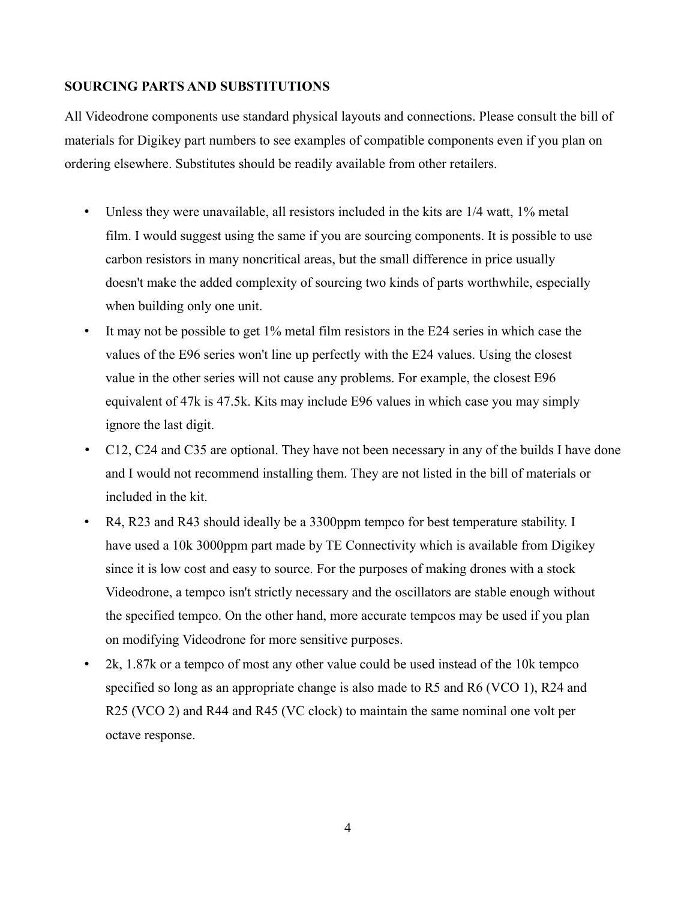## SOURCING PARTS AND SUBSTITUTIONS

All Videodrone components use standard physical layouts and connections. Please consult the bill of materials for Digikey part numbers to see examples of compatible components even if you plan on ordering elsewhere. Substitutes should be readily available from other retailers.

- Unless they were unavailable, all resistors included in the kits are 1/4 watt, 1% metal film. I would suggest using the same if you are sourcing components. It is possible to use carbon resistors in many noncritical areas, but the small difference in price usually doesn't make the added complexity of sourcing two kinds of parts worthwhile, especially when building only one unit.
- It may not be possible to get 1% metal film resistors in the E24 series in which case the values of the E96 series won't line up perfectly with the E24 values. Using the closest value in the other series will not cause any problems. For example, the closest E96 equivalent of 47k is 47.5k. Kits may include E96 values in which case you may simply ignore the last digit.
- C12, C24 and C35 are optional. They have not been necessary in any of the builds I have done and I would not recommend installing them. They are not listed in the bill of materials or included in the kit.
- R4, R23 and R43 should ideally be a 3300ppm tempco for best temperature stability. I have used a 10k 3000ppm part made by TE Connectivity which is available from Digikey since it is low cost and easy to source. For the purposes of making drones with a stock Videodrone, a tempco isn't strictly necessary and the oscillators are stable enough without the specified tempco. On the other hand, more accurate tempcos may be used if you plan on modifying Videodrone for more sensitive purposes.
- 2k, 1.87k or a tempco of most any other value could be used instead of the 10k tempco specified so long as an appropriate change is also made to R5 and R6 (VCO 1), R24 and R25 (VCO 2) and R44 and R45 (VC clock) to maintain the same nominal one volt per octave response.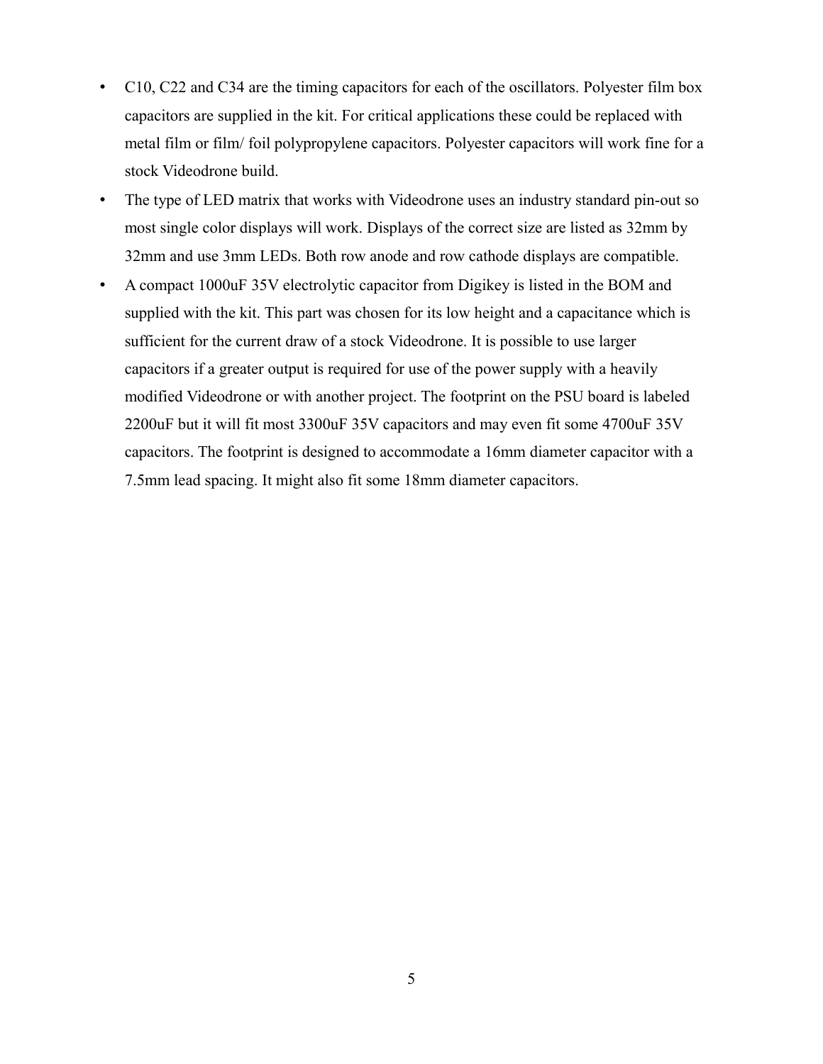- C10, C22 and C34 are the timing capacitors for each of the oscillators. Polyester film box capacitors are supplied in the kit. For critical applications these could be replaced with metal film or film/ foil polypropylene capacitors. Polyester capacitors will work fine for a stock Videodrone build.
- The type of LED matrix that works with Videodrone uses an industry standard pin-out so most single color displays will work. Displays of the correct size are listed as 32mm by 32mm and use 3mm LEDs. Both row anode and row cathode displays are compatible.
- A compact 1000uF 35V electrolytic capacitor from Digikey is listed in the BOM and supplied with the kit. This part was chosen for its low height and a capacitance which is sufficient for the current draw of a stock Videodrone. It is possible to use larger capacitors if a greater output is required for use of the power supply with a heavily modified Videodrone or with another project. The footprint on the PSU board is labeled 2200uF but it will fit most 3300uF 35V capacitors and may even fit some 4700uF 35V capacitors. The footprint is designed to accommodate a 16mm diameter capacitor with a 7.5mm lead spacing. It might also fit some 18mm diameter capacitors.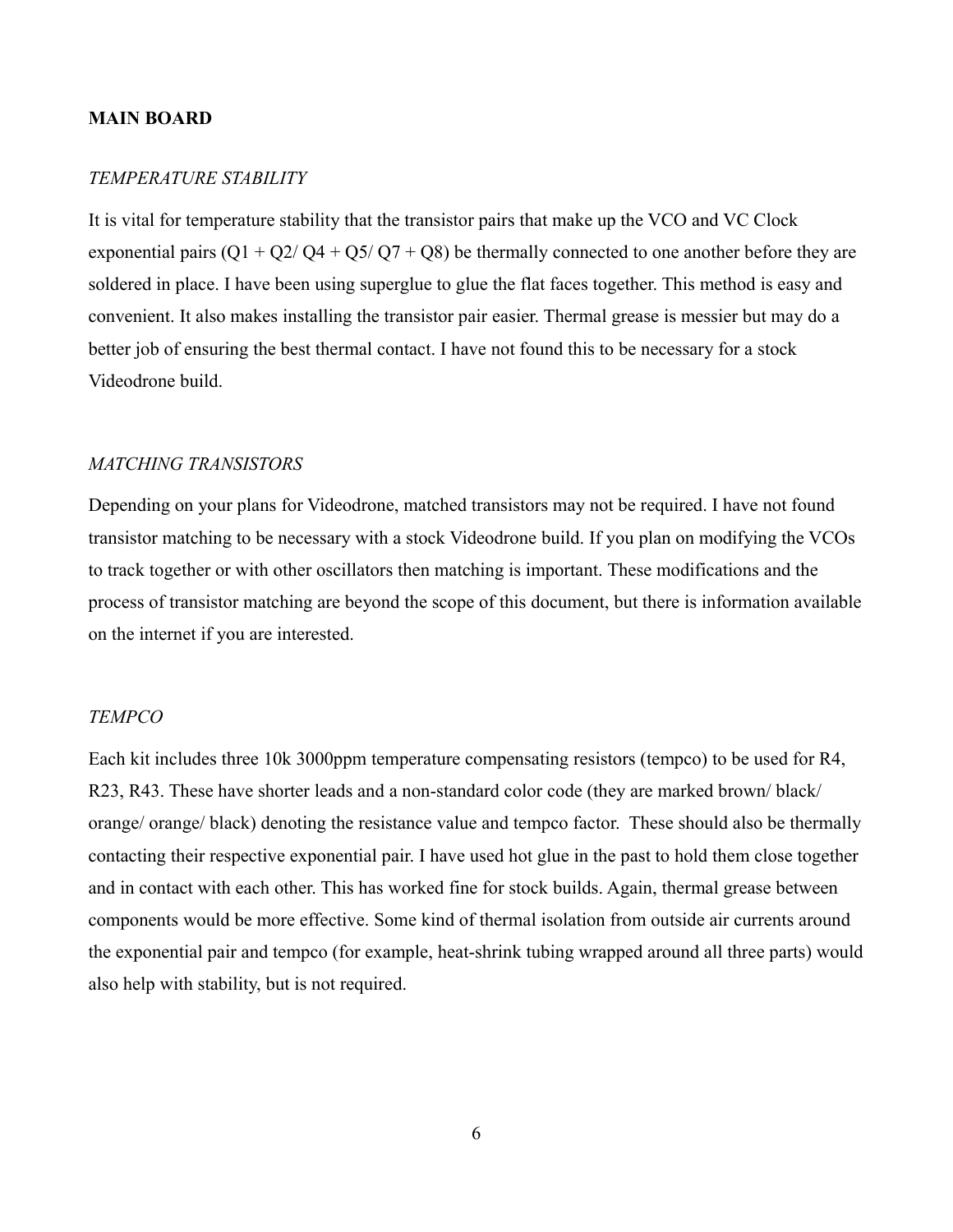## MAIN BOARD

### *TEMPERATURE STABILITY*

It is vital for temperature stability that the transistor pairs that make up the VCO and VC Clock exponential pairs (Q1 + Q2/ Q4 + Q5/ Q7 + Q8) be thermally connected to one another before they are soldered in place. I have been using superglue to glue the flat faces together. This method is easy and convenient. It also makes installing the transistor pair easier. Thermal grease is messier but may do a better job of ensuring the best thermal contact. I have not found this to be necessary for a stock Videodrone build.

### *MATCHING TRANSISTORS*

Depending on your plans for Videodrone, matched transistors may not be required. I have not found transistor matching to be necessary with a stock Videodrone build. If you plan on modifying the VCOs to track together or with other oscillators then matching is important. These modifications and the process of transistor matching are beyond the scope of this document, but there is information available on the internet if you are interested.

### *TEMPCO*

Each kit includes three 10k 3000ppm temperature compensating resistors (tempco) to be used for R4, R23, R43. These have shorter leads and a non-standard color code (they are marked brown/ black/ orange/ orange/ black) denoting the resistance value and tempco factor. These should also be thermally contacting their respective exponential pair. I have used hot glue in the past to hold them close together and in contact with each other. This has worked fine for stock builds. Again, thermal grease between components would be more effective. Some kind of thermal isolation from outside air currents around the exponential pair and tempco (for example, heat-shrink tubing wrapped around all three parts) would also help with stability, but is not required.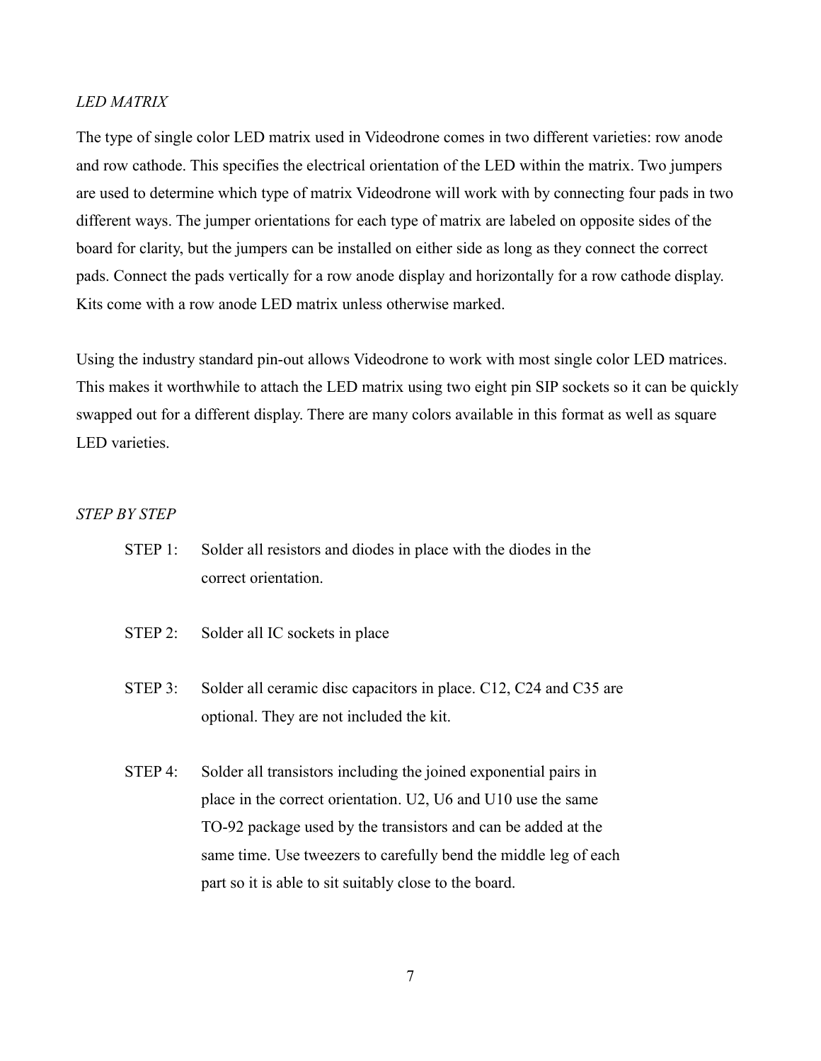*LED MATRIX*

The type of single color LED matrix used in Videodrone comes in two different varieties: row anode and row cathode. This specifies the electrical orientation of the LED within the matrix. Two jumpers are used to determine which type of matrix Videodrone will work with by connecting four pads in two different ways. The jumper orientations for each type of matrix are labeled on opposite sides of the board for clarity, but the jumpers can be installed on either side as long as they connect the correct pads. Connect the pads vertically for a row anode display and horizontally for a row cathode display. Kits come with a row anode LED matrix unless otherwise marked.

Using the industry standard pin-out allows Videodrone to work with most single color LED matrices. This makes it worthwhile to attach the LED matrix using two eight pin SIP sockets so it can be quickly swapped out for a different display. There are many colors available in this format as well as square LED varieties.

*STEP BY STEP*

STEP 1: Solder all resistors and diodes in place with the diodes in the correct orientation.

STEP 2: Solder all IC sockets in place

STEP 3: Solder all ceramic disc capacitors in place. C12, C24 and C35 are optional. They are not included the kit.

STEP 4: Solder all transistors including the joined exponential pairs in place in the correct orientation. U2, U6 and U10 use the same TO-92 package used by the transistors and can be added at the same time. Use tweezers to carefully bend the middle leg of each part so it is able to sit suitably close to the board.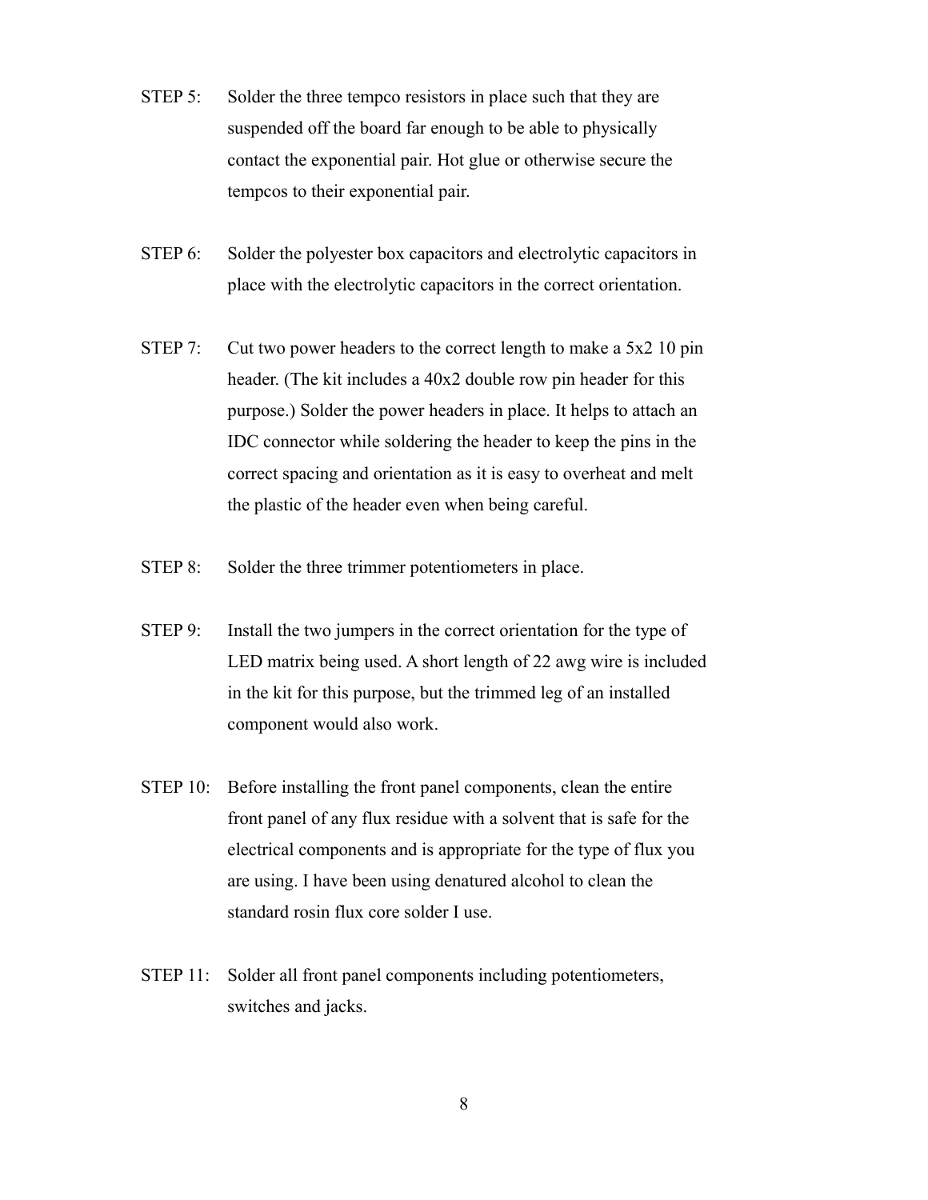STEP 5: Solder the three tempco resistors in place such that they are suspended off the board far enough to be able to physically contact the exponential pair. Hot glue or otherwise secure the tempcos to their exponential pair.

STEP 6: Solder the polyester box capacitors and electrolytic capacitors in place with the electrolytic capacitors in the correct orientation.

STEP 7: Cut two power headers to the correct length to make a 5x2 10 pin header. (The kit includes a 40x2 double row pin header for this purpose.) Solder the power headers in place. It helps to attach an IDC connector while soldering the header to keep the pins in the correct spacing and orientation as it is easy to overheat and melt the plastic of the header even when being careful.

STEP 8: Solder the three trimmer potentiometers in place.

STEP 9: Install the two jumpers in the correct orientation for the type of LED matrix being used. A short length of 22 awg wire is included in the kit for this purpose, but the trimmed leg of an installed component would also work.

STEP 10: Before installing the front panel components, clean the entire front panel of any flux residue with a solvent that is safe for the electrical components and is appropriate for the type of flux you are using. I have been using denatured alcohol to clean the standard rosin flux core solder I use.

STEP 11: Solder all front panel components including potentiometers, switches and jacks.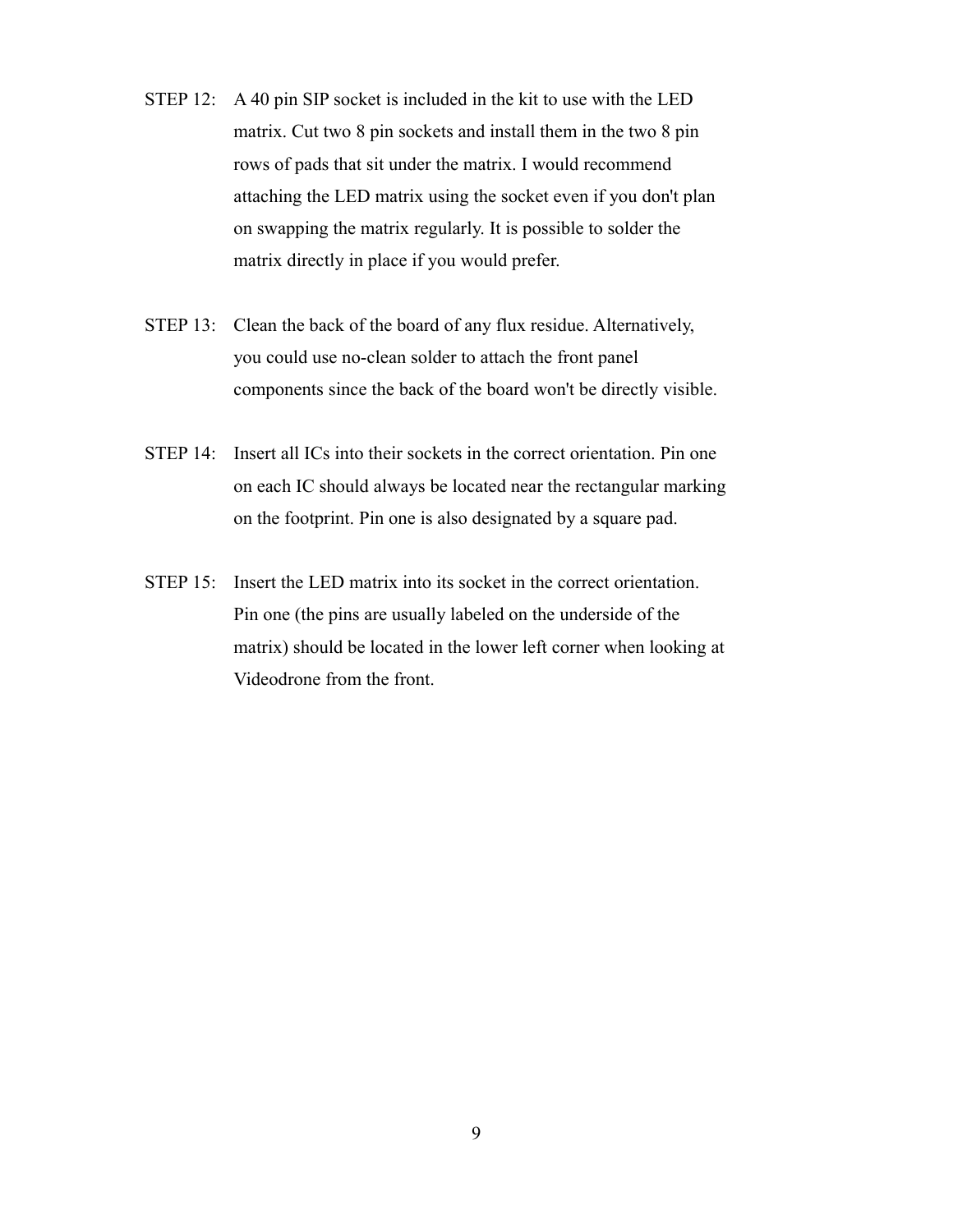STEP 12: A 40 pin SIP socket is included in the kit to use with the LED matrix. Cut two 8 pin sockets and install them in the two 8 pin rows of pads that sit under the matrix. I would recommend attaching the LED matrix using the socket even if you don't plan on swapping the matrix regularly. It is possible to solder the matrix directly in place if you would prefer.

STEP 13: Clean the back of the board of any flux residue. Alternatively, you could use no-clean solder to attach the front panel components since the back of the board won't be directly visible.

STEP 14: Insert all ICs into their sockets in the correct orientation. Pin one on each IC should always be located near the rectangular marking on the footprint. Pin one is also designated by a square pad.

STEP 15: Insert the LED matrix into its socket in the correct orientation. Pin one (the pins are usually labeled on the underside of the matrix) should be located in the lower left corner when looking at Videodrone from the front.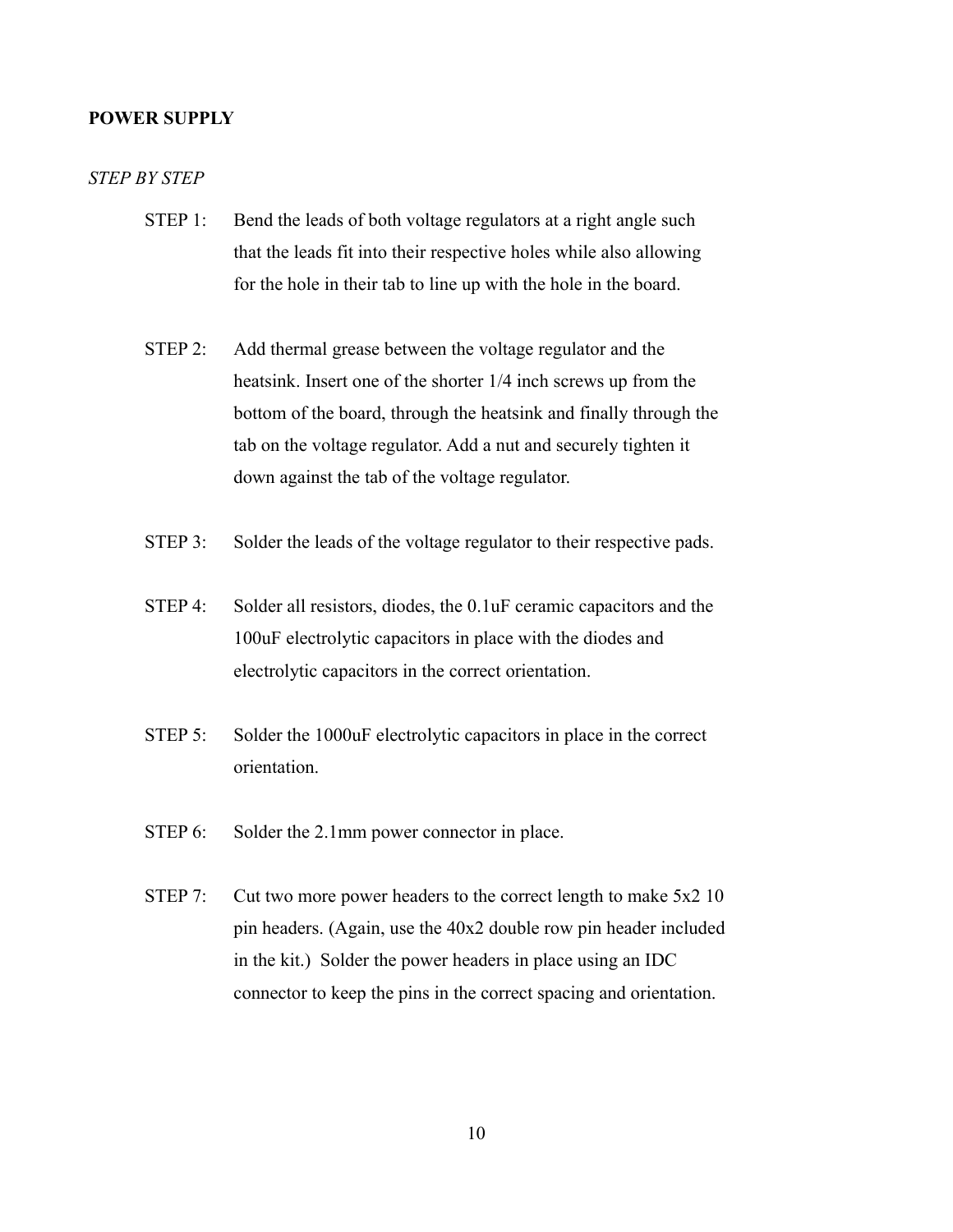**POWER SUPPLY**

*STEP BY STEP*

STEP 1: Bend the leads of both voltage regulators at a right angle such that the leads fit into their respective holes while also allowing for the hole in their tab to line up with the hole in the board.

STEP 2: Add thermal grease between the voltage regulator and the heatsink. Insert one of the shorter 1/4 inch screws up from the bottom of the board, through the heatsink and finally through the tab on the voltage regulator. Add a nut and securely tighten it down against the tab of the voltage regulator.

STEP 3: Solder the leads of the voltage regulator to their respective pads.

STEP 4: Solder all resistors, diodes, the 0.1uF ceramic capacitors and the 100uF electrolytic capacitors in place with the diodes and electrolytic capacitors in the correct orientation.

STEP 5: Solder the 1000uF electrolytic capacitors in place in the correct orientation.

STEP 6: Solder the 2.1mm power connector in place.

STEP 7: Cut two more power headers to the correct length to make 5x2 10 pin headers. (Again, use the 40x2 double row pin header included in the kit.) Solder the power headers in place using an IDC connector to keep the pins in the correct spacing and orientation.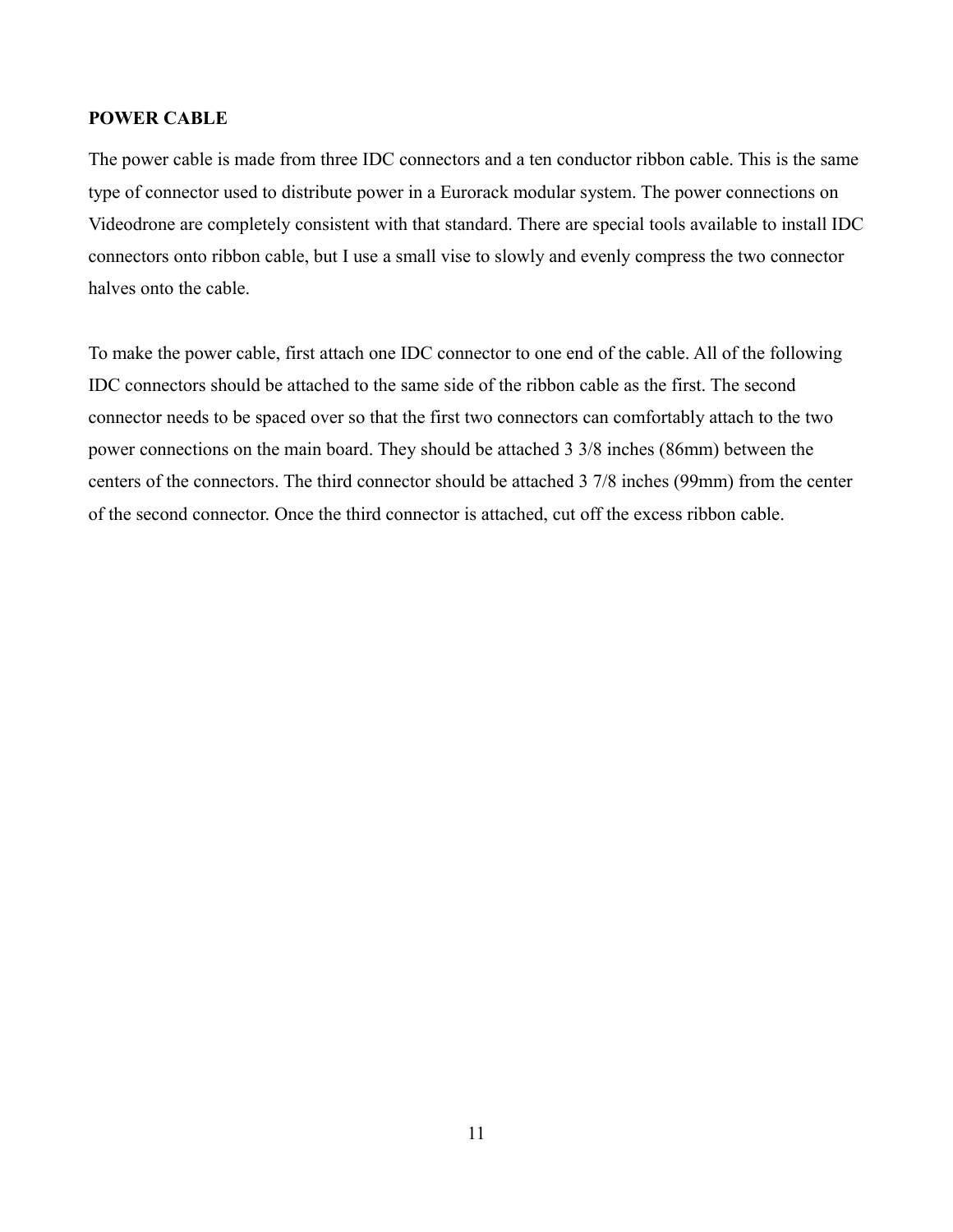## POWER CABLE

The power cable is made from three IDC connectors and a ten conductor ribbon cable. This is the same type of connector used to distribute power in a Eurorack modular system. The power connections on Videodrone are completely consistent with that standard. There are special tools available to install IDC connectors onto ribbon cable, but I use a small vise to slowly and evenly compress the two connector halves onto the cable.

To make the power cable, first attach one IDC connector to one end of the cable. All of the following IDC connectors should be attached to the same side of the ribbon cable as the first. The second connector needs to be spaced over so that the first two connectors can comfortably attach to the two power connections on the main board. They should be attached 3 3/8 inches (86mm) between the centers of the connectors. The third connector should be attached 3 7/8 inches (99mm) from the center of the second connector. Once the third connector is attached, cut off the excess ribbon cable.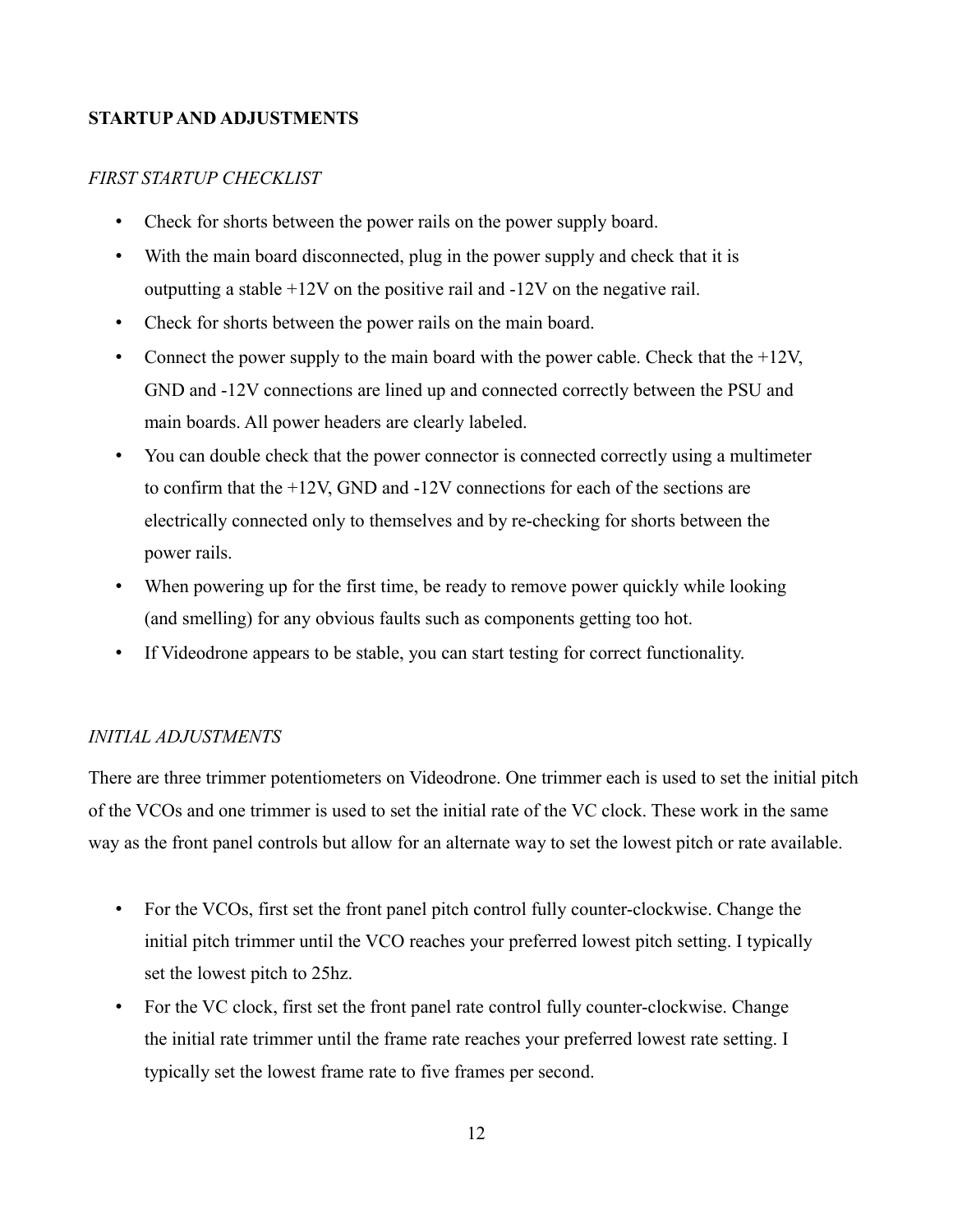## STARTUP AND ADJUSTMENTS

### *FIRST STARTUP CHECKLIST*

- Check for shorts between the power rails on the power supply board.
- With the main board disconnected, plug in the power supply and check that it is outputting a stable +12V on the positive rail and -12V on the negative rail.
- Check for shorts between the power rails on the main board.
- Connect the power supply to the main board with the power cable. Check that the +12V, GND and -12V connections are lined up and connected correctly between the PSU and main boards. All power headers are clearly labeled.
- You can double check that the power connector is connected correctly using a multimeter to confirm that the +12V, GND and -12V connections for each of the sections are electrically connected only to themselves and by re-checking for shorts between the power rails.
- When powering up for the first time, be ready to remove power quickly while looking (and smelling) for any obvious faults such as components getting too hot.
- If Videodrone appears to be stable, you can start testing for correct functionality.

### *INITIAL ADJUSTMENTS*

There are three trimmer potentiometers on Videodrone. One trimmer each is used to set the initial pitch of the VCOs and one trimmer is used to set the initial rate of the VC clock. These work in the same way as the front panel controls but allow for an alternate way to set the lowest pitch or rate available.

- For the VCOs, first set the front panel pitch control fully counter-clockwise. Change the initial pitch trimmer until the VCO reaches your preferred lowest pitch setting. I typically set the lowest pitch to 25hz.
- For the VC clock, first set the front panel rate control fully counter-clockwise. Change the initial rate trimmer until the frame rate reaches your preferred lowest rate setting. I typically set the lowest frame rate to five frames per second.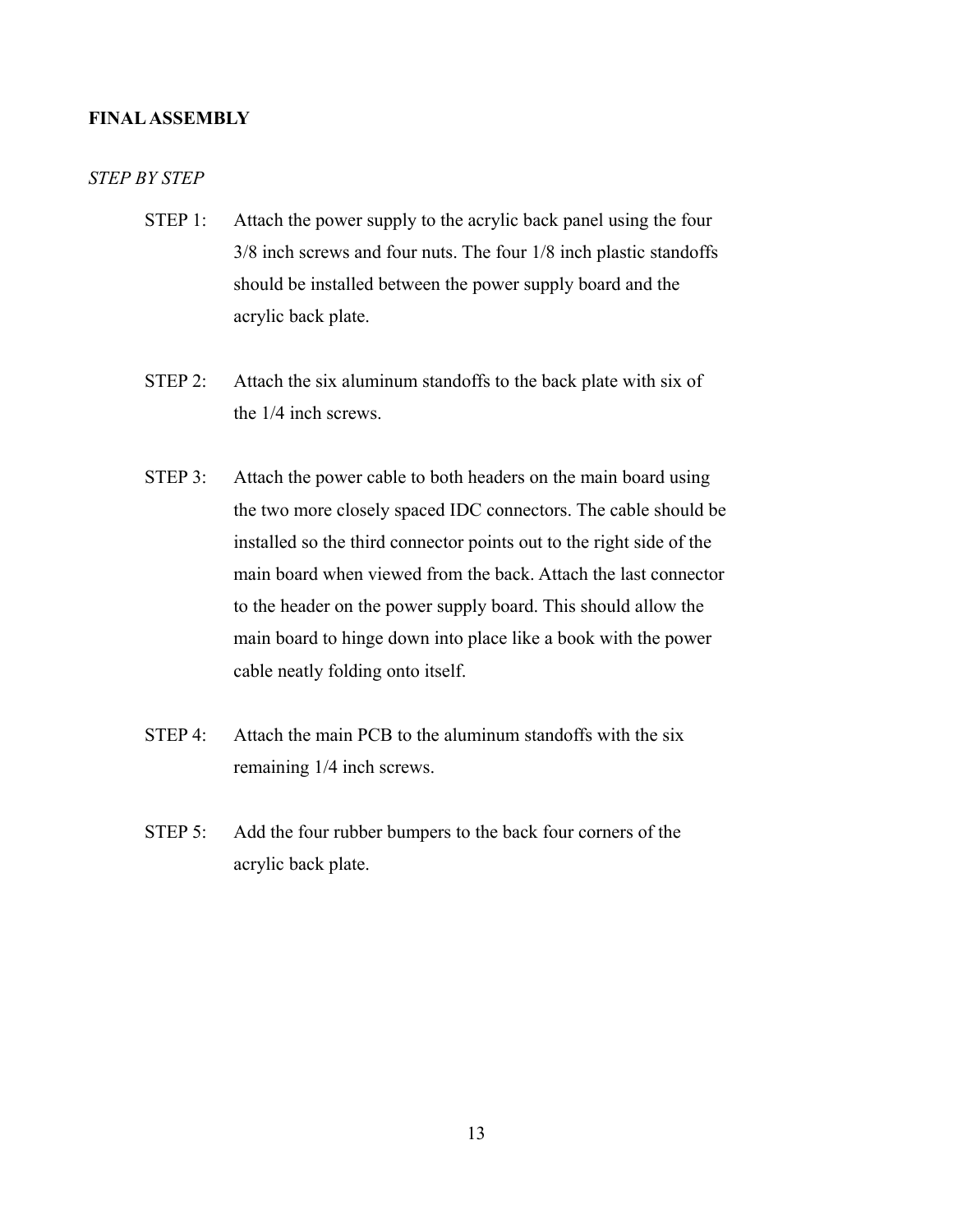## FINAL ASSEMBLY

*STEP BY STEP*

STEP 1: Attach the power supply to the acrylic back panel using the four 3/8 inch screws and four nuts. The four 1/8 inch plastic standoffs should be installed between the power supply board and the acrylic back plate.

STEP 2: Attach the six aluminum standoffs to the back plate with six of the 1/4 inch screws.

STEP 3: Attach the power cable to both headers on the main board using the two more closely spaced IDC connectors. The cable should be installed so the third connector points out to the right side of the main board when viewed from the back. Attach the last connector to the header on the power supply board. This should allow the main board to hinge down into place like a book with the power cable neatly folding onto itself.

STEP 4: Attach the main PCB to the aluminum standoffs with the six remaining 1/4 inch screws.

STEP 5: Add the four rubber bumpers to the back four corners of the acrylic back plate.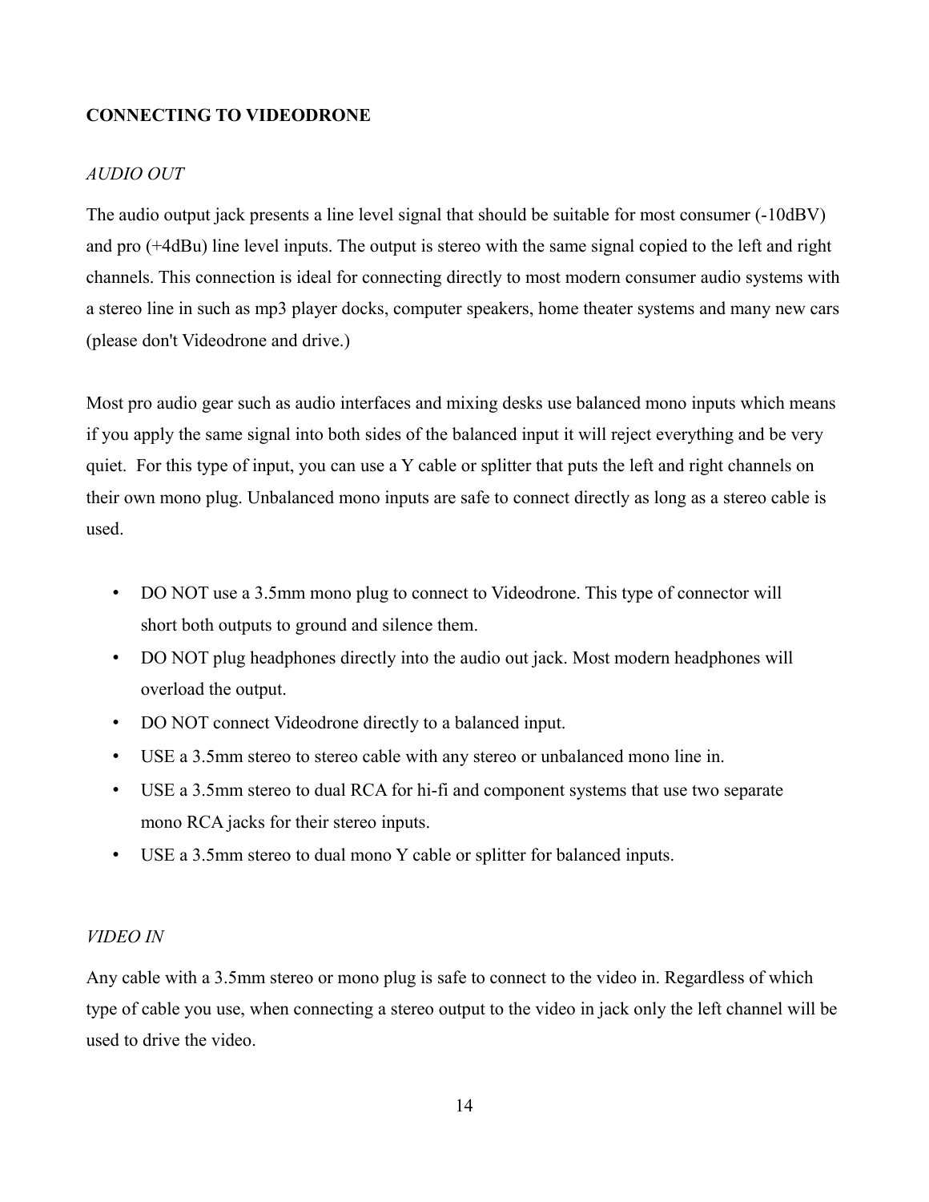## CONNECTING TO VIDEODRONE

*AUDIO OUT*

The audio output jack presents a line level signal that should be suitable for most consumer (-10dBV) and pro (+4dBu) line level inputs. The output is stereo with the same signal copied to the left and right channels. This connection is ideal for connecting directly to most modern consumer audio systems with a stereo line in such as mp3 player docks, computer speakers, home theater systems and many new cars (please don't Videodrone and drive.)

Most pro audio gear such as audio interfaces and mixing desks use balanced mono inputs which means if you apply the same signal into both sides of the balanced input it will reject everything and be very quiet. For this type of input, you can use a Y cable or splitter that puts the left and right channels on their own mono plug. Unbalanced mono inputs are safe to connect directly as long as a stereo cable is used.

- DO NOT use a 3.5mm mono plug to connect to Videodrone. This type of connector will short both outputs to ground and silence them.
- DO NOT plug headphones directly into the audio out jack. Most modern headphones will overload the output.
- DO NOT connect Videodrone directly to a balanced input.
- USE a 3.5mm stereo to stereo cable with any stereo or unbalanced mono line in.
- USE a 3.5mm stereo to dual RCA for hi-fi and component systems that use two separate mono RCA jacks for their stereo inputs.
- USE a 3.5mm stereo to dual mono Y cable or splitter for balanced inputs.

*VIDEO IN*

Any cable with a 3.5mm stereo or mono plug is safe to connect to the video in. Regardless of which type of cable you use, when connecting a stereo output to the video in jack only the left channel will be used to drive the video.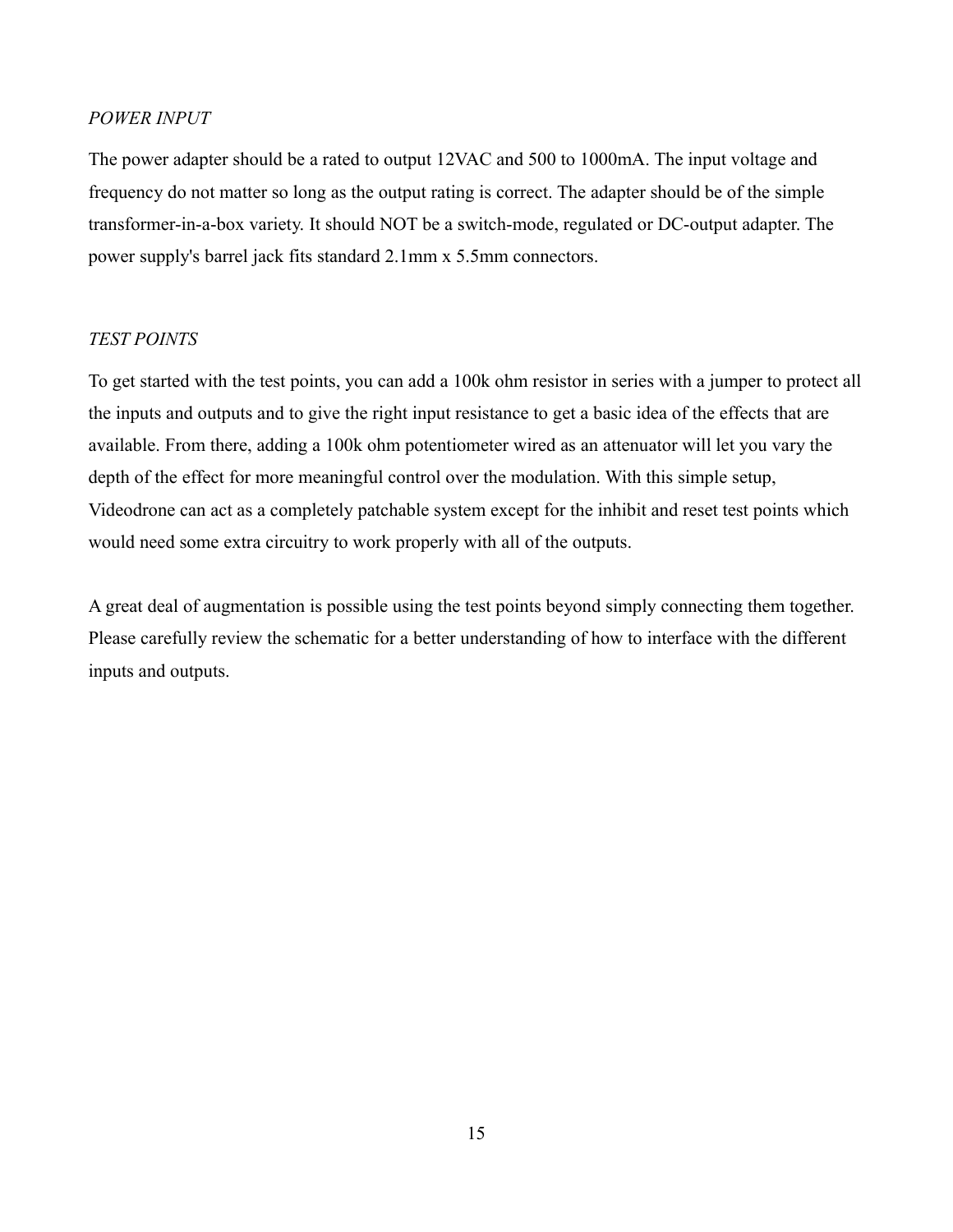*POWER INPUT*

The power adapter should be a rated to output 12VAC and 500 to 1000mA. The input voltage and frequency do not matter so long as the output rating is correct. The adapter should be of the simple transformer-in-a-box variety. It should NOT be a switch-mode, regulated or DC-output adapter. The power supply's barrel jack fits standard 2.1mm x 5.5mm connectors.

*TEST POINTS*

To get started with the test points, you can add a 100k ohm resistor in series with a jumper to protect all the inputs and outputs and to give the right input resistance to get a basic idea of the effects that are available. From there, adding a 100k ohm potentiometer wired as an attenuator will let you vary the depth of the effect for more meaningful control over the modulation. With this simple setup, Videodrone can act as a completely patchable system except for the inhibit and reset test points which would need some extra circuitry to work properly with all of the outputs.

A great deal of augmentation is possible using the test points beyond simply connecting them together. Please carefully review the schematic for a better understanding of how to interface with the different inputs and outputs.